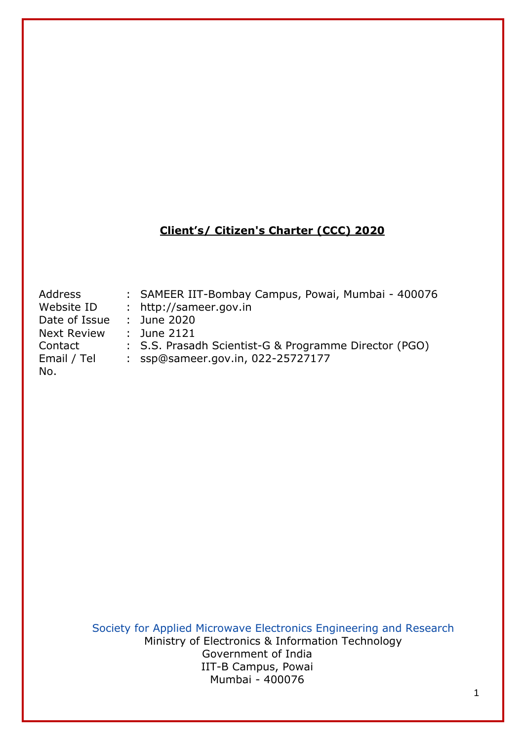# Client's/ Citizen's Charter (CCC) 2020

| | | |
|---|---|---|
| Address | : | SAMEER IIT-Bombay Campus, Powai, Mumbai - 400076 |
| Website ID | : | http://sameer.gov.in |
| Date of Issue | : | June 2020 |
| Next Review | : | June 2121 |
| Contact | : | S.S. Prasadh Scientist-G & Programme Director (PGO) |
| Email / Tel No. | : | ssp@sameer.gov.in, 022-25727177 |

Society for Applied Microwave Electronics Engineering and Research
Ministry of Electronics & Information Technology
Government of India
IIT-B Campus, Powai
Mumbai - 400076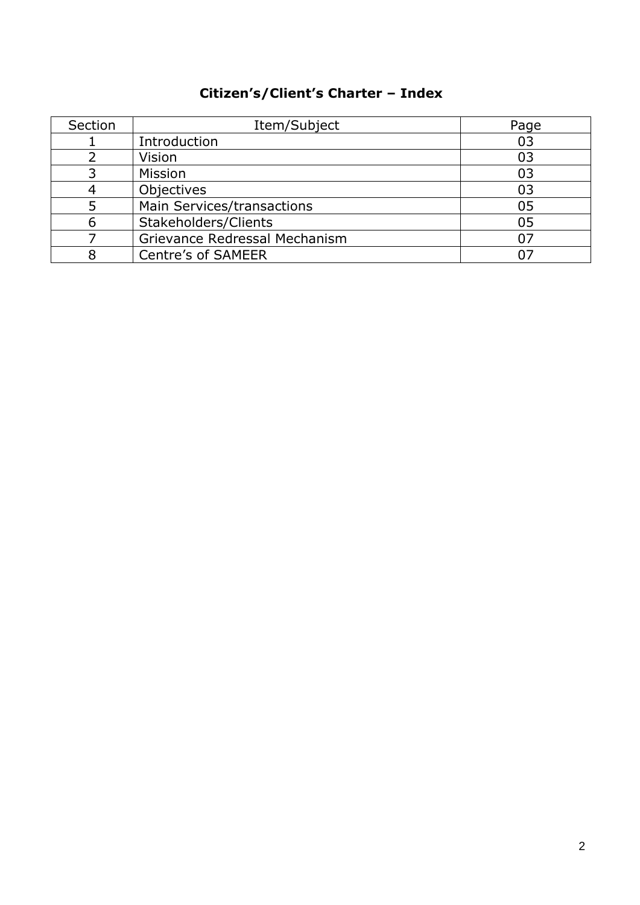## Citizen's/Client's Charter – Index

| Section | Item/Subject | Page |
|---|---|---|
| 1 | Introduction | 03 |
| 2 | Vision | 03 |
| 3 | Mission | 03 |
| 4 | Objectives | 03 |
| 5 | Main Services/transactions | 05 |
| 6 | Stakeholders/Clients | 05 |
| 7 | Grievance Redressal Mechanism | 07 |
| 8 | Centre's of SAMEER | 07 |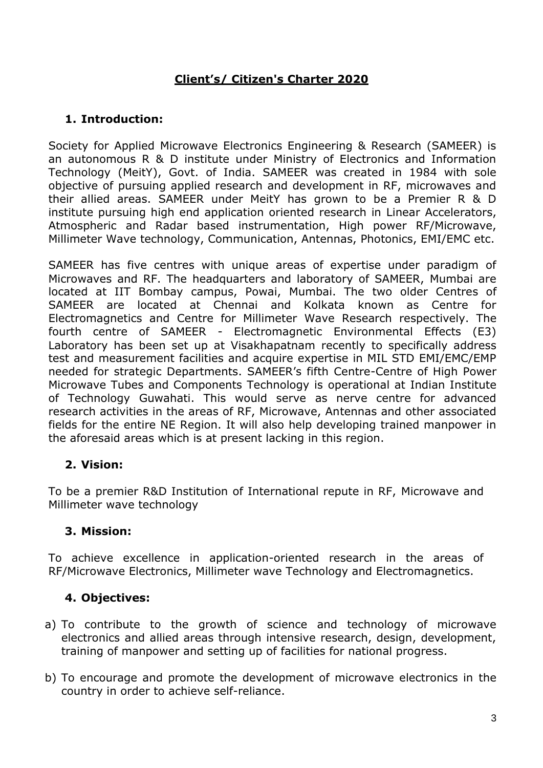# Client's/ Citizen's Charter 2020

## 1. Introduction:

Society for Applied Microwave Electronics Engineering & Research (SAMEER) is an autonomous R & D institute under Ministry of Electronics and Information Technology (MeitY), Govt. of India. SAMEER was created in 1984 with sole objective of pursuing applied research and development in RF, microwaves and their allied areas. SAMEER under MeitY has grown to be a Premier R & D institute pursuing high end application oriented research in Linear Accelerators, Atmospheric and Radar based instrumentation, High power RF/Microwave, Millimeter Wave technology, Communication, Antennas, Photonics, EMI/EMC etc.

SAMEER has five centres with unique areas of expertise under paradigm of Microwaves and RF. The headquarters and laboratory of SAMEER, Mumbai are located at IIT Bombay campus, Powai, Mumbai. The two older Centres of SAMEER are located at Chennai and Kolkata known as Centre for Electromagnetics and Centre for Millimeter Wave Research respectively. The fourth centre of SAMEER - Electromagnetic Environmental Effects (E3) Laboratory has been set up at Visakhapatnam recently to specifically address test and measurement facilities and acquire expertise in MIL STD EMI/EMC/EMP needed for strategic Departments. SAMEER's fifth Centre-Centre of High Power Microwave Tubes and Components Technology is operational at Indian Institute of Technology Guwahati. This would serve as nerve centre for advanced research activities in the areas of RF, Microwave, Antennas and other associated fields for the entire NE Region. It will also help developing trained manpower in the aforesaid areas which is at present lacking in this region.

## 2. Vision:

To be a premier R&D Institution of International repute in RF, Microwave and Millimeter wave technology

## 3. Mission:

To achieve excellence in application-oriented research in the areas of RF/Microwave Electronics, Millimeter wave Technology and Electromagnetics.

## 4. Objectives:

a) To contribute to the growth of science and technology of microwave electronics and allied areas through intensive research, design, development, training of manpower and setting up of facilities for national progress.

b) To encourage and promote the development of microwave electronics in the country in order to achieve self-reliance.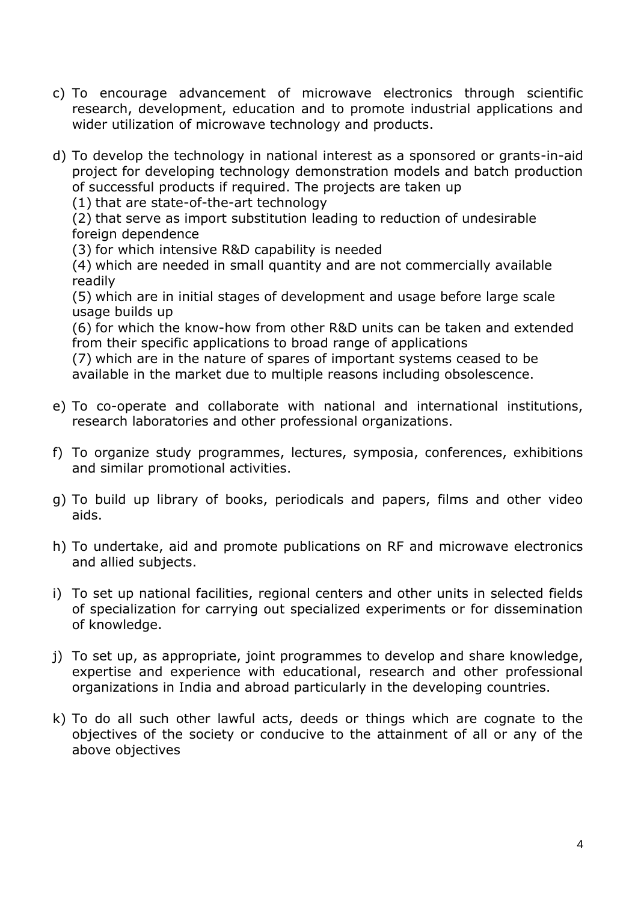c) To encourage advancement of microwave electronics through scientific research, development, education and to promote industrial applications and wider utilization of microwave technology and products.

d) To develop the technology in national interest as a sponsored or grants-in-aid project for developing technology demonstration models and batch production of successful products if required. The projects are taken up
   (1) that are state-of-the-art technology
   (2) that serve as import substitution leading to reduction of undesirable foreign dependence
   (3) for which intensive R&D capability is needed
   (4) which are needed in small quantity and are not commercially available readily
   (5) which are in initial stages of development and usage before large scale usage builds up
   (6) for which the know-how from other R&D units can be taken and extended from their specific applications to broad range of applications
   (7) which are in the nature of spares of important systems ceased to be available in the market due to multiple reasons including obsolescence.

e) To co-operate and collaborate with national and international institutions, research laboratories and other professional organizations.

f) To organize study programmes, lectures, symposia, conferences, exhibitions and similar promotional activities.

g) To build up library of books, periodicals and papers, films and other video aids.

h) To undertake, aid and promote publications on RF and microwave electronics and allied subjects.

i) To set up national facilities, regional centers and other units in selected fields of specialization for carrying out specialized experiments or for dissemination of knowledge.

j) To set up, as appropriate, joint programmes to develop and share knowledge, expertise and experience with educational, research and other professional organizations in India and abroad particularly in the developing countries.

k) To do all such other lawful acts, deeds or things which are cognate to the objectives of the society or conducive to the attainment of all or any of the above objectives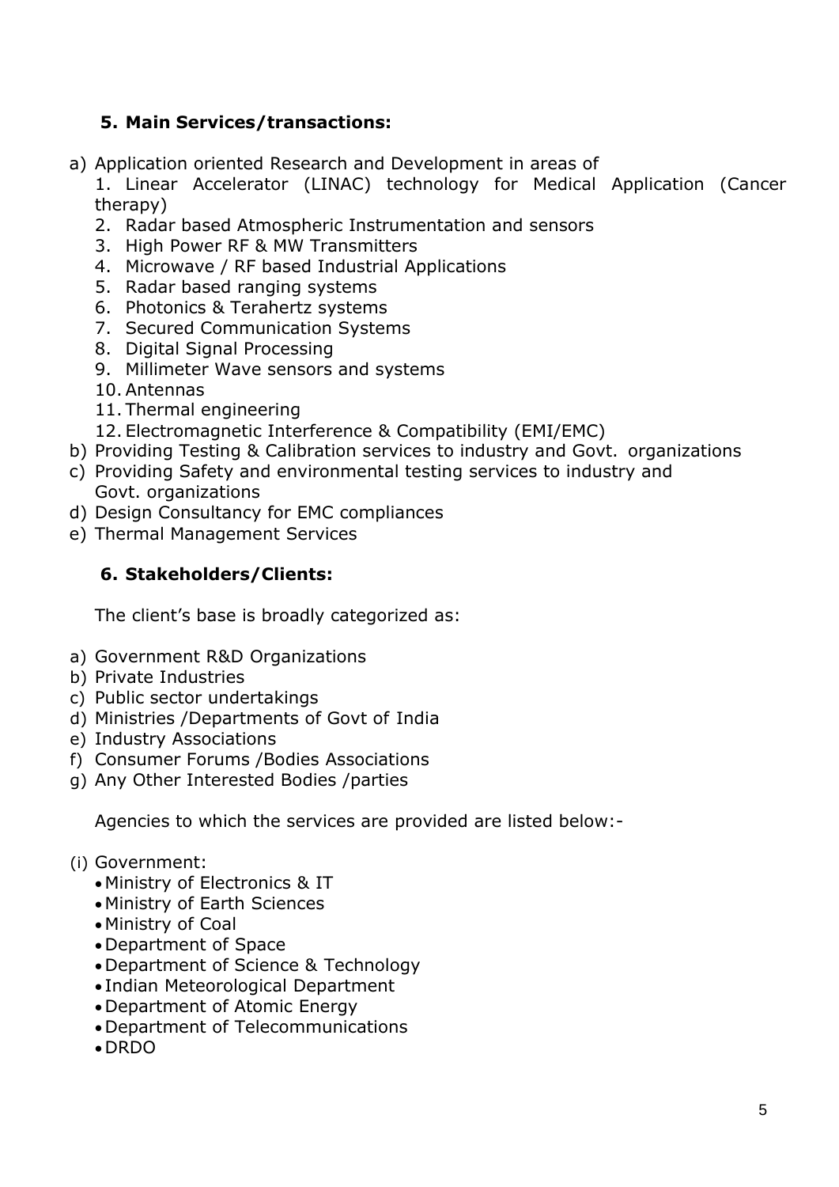### 5. Main Services/transactions:

a) Application oriented Research and Development in areas of
   1. Linear Accelerator (LINAC) technology for Medical Application (Cancer therapy)
   2. Radar based Atmospheric Instrumentation and sensors
   3. High Power RF & MW Transmitters
   4. Microwave / RF based Industrial Applications
   5. Radar based ranging systems
   6. Photonics & Terahertz systems
   7. Secured Communication Systems
   8. Digital Signal Processing
   9. Millimeter Wave sensors and systems
   10. Antennas
   11. Thermal engineering
   12. Electromagnetic Interference & Compatibility (EMI/EMC)

b) Providing Testing & Calibration services to industry and Govt. organizations

c) Providing Safety and environmental testing services to industry and Govt. organizations

d) Design Consultancy for EMC compliances

e) Thermal Management Services

### 6. Stakeholders/Clients:

The client's base is broadly categorized as:

a) Government R&D Organizations
b) Private Industries
c) Public sector undertakings
d) Ministries /Departments of Govt of India
e) Industry Associations
f) Consumer Forums /Bodies Associations
g) Any Other Interested Bodies /parties

Agencies to which the services are provided are listed below:-

(i) Government:

- Ministry of Electronics & IT
- Ministry of Earth Sciences
- Ministry of Coal
- Department of Space
- Department of Science & Technology
- Indian Meteorological Department
- Department of Atomic Energy
- Department of Telecommunications
- DRDO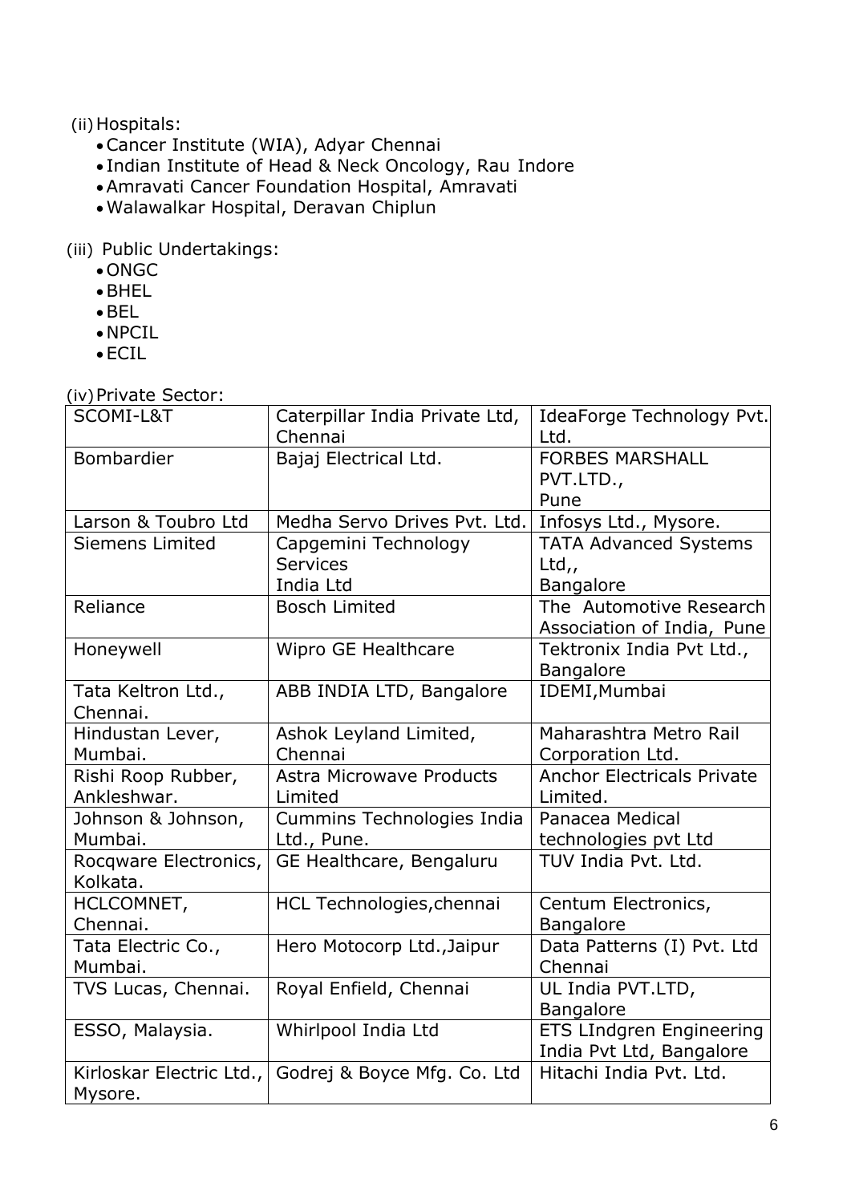(ii) Hospitals:

- Cancer Institute (WIA), Adyar Chennai
- Indian Institute of Head & Neck Oncology, Rau Indore
- Amravati Cancer Foundation Hospital, Amravati
- Walawalkar Hospital, Deravan Chiplun

(iii) Public Undertakings:

- ONGC
- BHEL
- BEL
- NPCIL
- ECIL

(iv) Private Sector:

| | | |
|---|---|---|
| SCOMI-L&T | Caterpillar India Private Ltd, Chennai | IdeaForge Technology Pvt. Ltd. |
| Bombardier | Bajaj Electrical Ltd. | FORBES MARSHALL PVT.LTD., Pune |
| Larson & Toubro Ltd | Medha Servo Drives Pvt. Ltd. | Infosys Ltd., Mysore. |
| Siemens Limited | Capgemini Technology Services India Ltd | TATA Advanced Systems Ltd,, Bangalore |
| Reliance | Bosch Limited | The Automotive Research Association of India, Pune |
| Honeywell | Wipro GE Healthcare | Tektronix India Pvt Ltd., Bangalore |
| Tata Keltron Ltd., Chennai. | ABB INDIA LTD, Bangalore | IDEMI,Mumbai |
| Hindustan Lever, Mumbai. | Ashok Leyland Limited, Chennai | Maharashtra Metro Rail Corporation Ltd. |
| Rishi Roop Rubber, Ankleshwar. | Astra Microwave Products Limited | Anchor Electricals Private Limited. |
| Johnson & Johnson, Mumbai. | Cummins Technologies India Ltd., Pune. | Panacea Medical technologies pvt Ltd |
| Rocqware Electronics, Kolkata. | GE Healthcare, Bengaluru | TUV India Pvt. Ltd. |
| HCLCOMNET, Chennai. | HCL Technologies,chennai | Centum Electronics, Bangalore |
| Tata Electric Co., Mumbai. | Hero Motocorp Ltd.,Jaipur | Data Patterns (I) Pvt. Ltd Chennai |
| TVS Lucas, Chennai. | Royal Enfield, Chennai | UL India PVT.LTD, Bangalore |
| ESSO, Malaysia. | Whirlpool India Ltd | ETS LIndgren Engineering India Pvt Ltd, Bangalore |
| Kirloskar Electric Ltd., Mysore. | Godrej & Boyce Mfg. Co. Ltd | Hitachi India Pvt. Ltd. |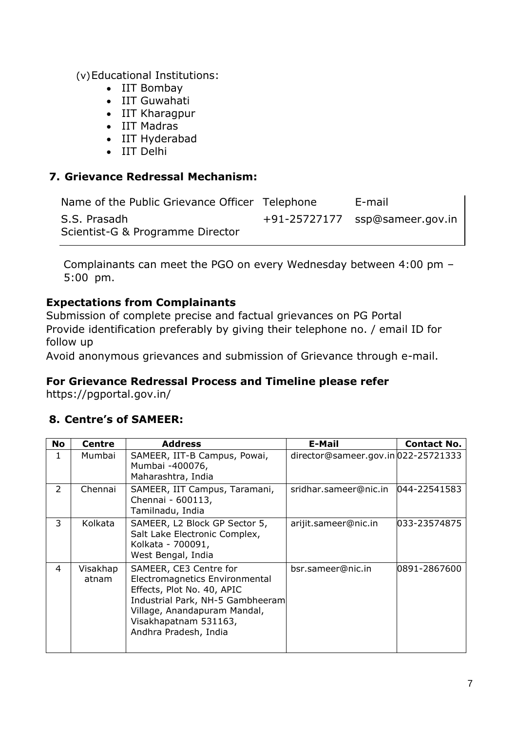(v) Educational Institutions:

- IIT Bombay
- IIT Guwahati
- IIT Kharagpur
- IIT Madras
- IIT Hyderabad
- IIT Delhi

## 7. Grievance Redressal Mechanism:

| Name of the Public Grievance Officer | Telephone | E-mail |
|---|---|---|
| S.S. Prasadh<br>Scientist-G & Programme Director | +91-25727177 | ssp@sameer.gov.in |

Complainants can meet the PGO on every Wednesday between 4:00 pm – 5:00 pm.

**Expectations from Complainants**

Submission of complete precise and factual grievances on PG Portal

Provide identification preferably by giving their telephone no. / email ID for follow up

Avoid anonymous grievances and submission of Grievance through e-mail.

**For Grievance Redressal Process and Timeline please refer**

https://pgportal.gov.in/

## 8. Centre's of SAMEER:

| No | Centre | Address | E-Mail | Contact No. |
|---|---|---|---|---|
| 1 | Mumbai | SAMEER, IIT-B Campus, Powai, Mumbai -400076, Maharashtra, India | director@sameer.gov.in | 022-25721333 |
| 2 | Chennai | SAMEER, IIT Campus, Taramani, Chennai - 600113, Tamilnadu, India | sridhar.sameer@nic.in | 044-22541583 |
| 3 | Kolkata | SAMEER, L2 Block GP Sector 5, Salt Lake Electronic Complex, Kolkata - 700091, West Bengal, India | arijit.sameer@nic.in | 033-23574875 |
| 4 | Visakhapatnam | SAMEER, CE3 Centre for Electromagnetics Environmental Effects, Plot No. 40, APIC Industrial Park, NH-5 Gambheeram Village, Anandapuram Mandal, Visakhapatnam 531163, Andhra Pradesh, India | bsr.sameer@nic.in | 0891-2867600 |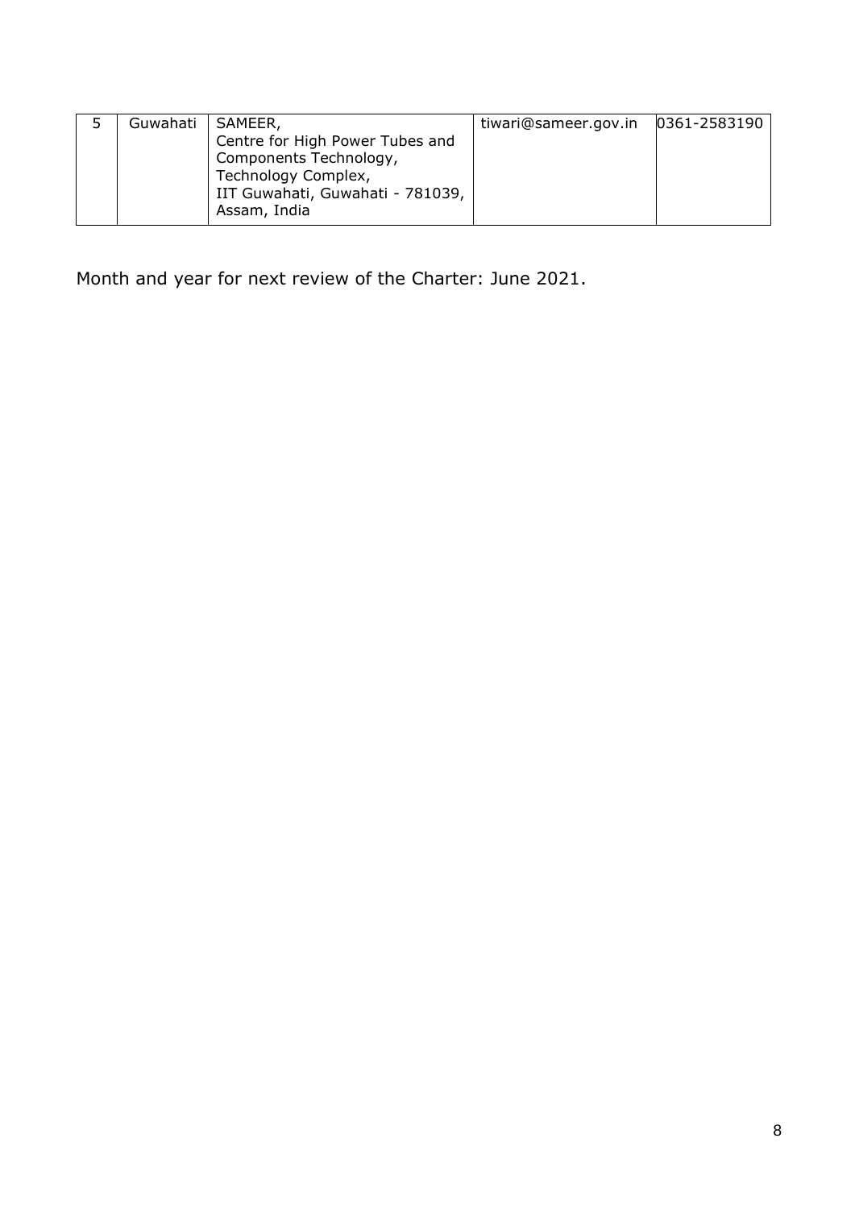| | | | | |
|---|---|---|---|---|
| 5 | Guwahati | SAMEER,<br>Centre for High Power Tubes and Components Technology,<br>Technology Complex,<br>IIT Guwahati, Guwahati - 781039,<br>Assam, India | tiwari@sameer.gov.in | 0361-2583190 |

Month and year for next review of the Charter: June 2021.